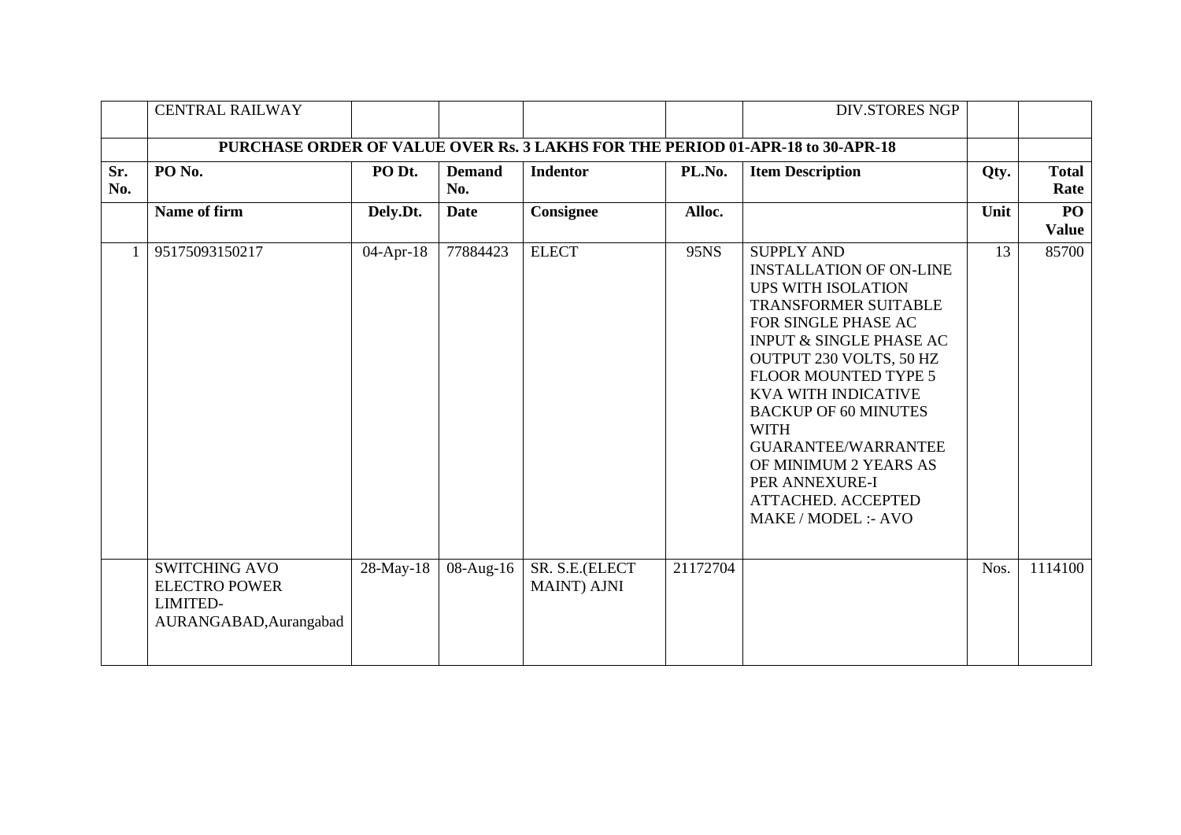| | CENTRAL RAILWAY | | | | | DIV.STORES NGP | | |
|---|---|---|---|---|---|---|---|---|
| | **PURCHASE ORDER OF VALUE OVER Rs. 3 LAKHS FOR THE PERIOD 01-APR-18 to 30-APR-18** | | | | | | | |
| **Sr. No.** | **PO No.** | **PO Dt.** | **Demand No.** | **Indentor** | **PL.No.** | **Item Description** | **Qty.** | **Total Rate** |
| | **Name of firm** | **Dely.Dt.** | **Date** | **Consignee** | **Alloc.** | | **Unit** | **PO Value** |
| 1 | 95175093150217 | 04-Apr-18 | 77884423 | ELECT | 95NS | SUPPLY AND INSTALLATION OF ON-LINE UPS WITH ISOLATION TRANSFORMER SUITABLE FOR SINGLE PHASE AC INPUT & SINGLE PHASE AC OUTPUT 230 VOLTS, 50 HZ FLOOR MOUNTED TYPE 5 KVA WITH INDICATIVE BACKUP OF 60 MINUTES WITH GUARANTEE/WARRANTEE OF MINIMUM 2 YEARS AS PER ANNEXURE-I ATTACHED. ACCEPTED MAKE / MODEL :- AVO | 13 | 85700 |
| | SWITCHING AVO ELECTRO POWER LIMITED-AURANGABAD,Aurangabad | 28-May-18 | 08-Aug-16 | SR. S.E.(ELECT MAINT) AJNI | 21172704 | | Nos. | 1114100 |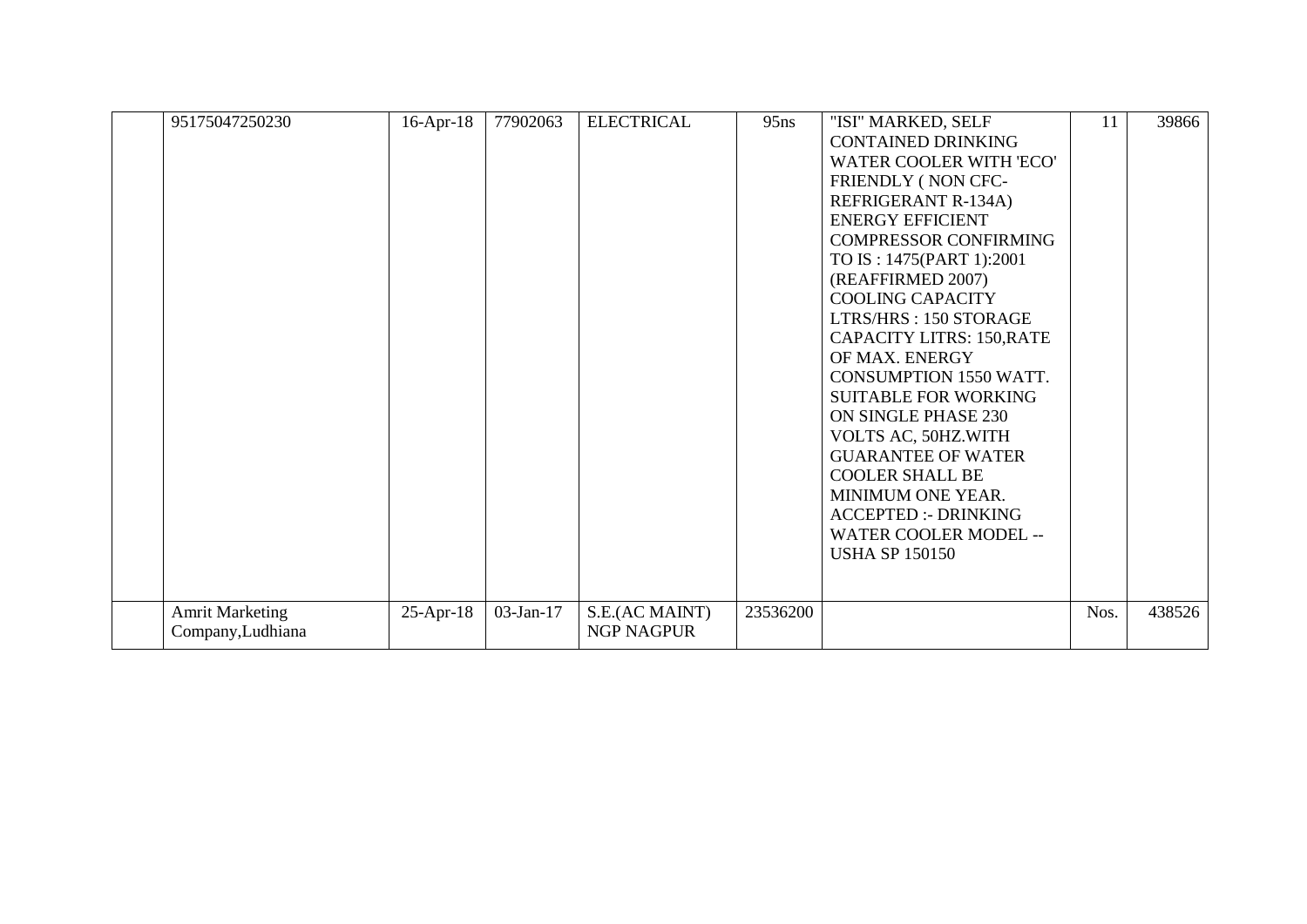|  | 95175047250230 | 16-Apr-18 | 77902063 | ELECTRICAL | 95ns | "ISI" MARKED, SELF CONTAINED DRINKING WATER COOLER WITH 'ECO' FRIENDLY ( NON CFC-REFRIGERANT R-134A) ENERGY EFFICIENT COMPRESSOR CONFIRMING TO IS : 1475(PART 1):2001 (REAFFIRMED 2007) COOLING CAPACITY LTRS/HRS : 150 STORAGE CAPACITY LITRS: 150,RATE OF MAX. ENERGY CONSUMPTION 1550 WATT. SUITABLE FOR WORKING ON SINGLE PHASE 230 VOLTS AC, 50HZ.WITH GUARANTEE OF WATER COOLER SHALL BE MINIMUM ONE YEAR. ACCEPTED :- DRINKING WATER COOLER MODEL -- USHA SP 150150 | 11 | 39866 |
|---|---|---|---|---|---|---|---|---|
|  | Amrit Marketing Company,Ludhiana | 25-Apr-18 | 03-Jan-17 | S.E.(AC MAINT) NGP NAGPUR | 23536200 |  | Nos. | 438526 |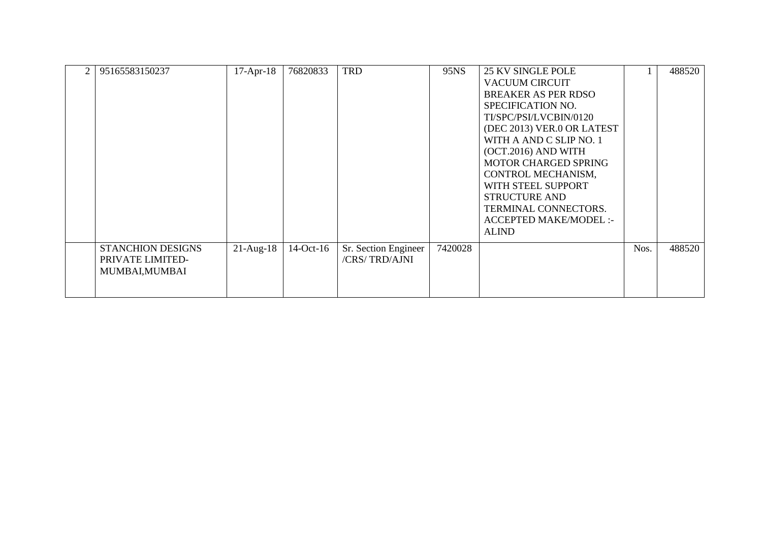| | | | | | | | | |
|---|---|---|---|---|---|---|---|---|
| 2 | 95165583150237 | 17-Apr-18 | 76820833 | TRD | 95NS | 25 KV SINGLE POLE VACUUM CIRCUIT BREAKER AS PER RDSO SPECIFICATION NO. TI/SPC/PSI/LVCBIN/0120 (DEC 2013) VER.0 OR LATEST WITH A AND C SLIP NO. 1 (OCT.2016) AND WITH MOTOR CHARGED SPRING CONTROL MECHANISM, WITH STEEL SUPPORT STRUCTURE AND TERMINAL CONNECTORS. ACCEPTED MAKE/MODEL :- ALIND | 1 | 488520 |
| | STANCHION DESIGNS PRIVATE LIMITED-MUMBAI,MUMBAI | 21-Aug-18 | 14-Oct-16 | Sr. Section Engineer /CRS/ TRD/AJNI | 7420028 | | Nos. | 488520 |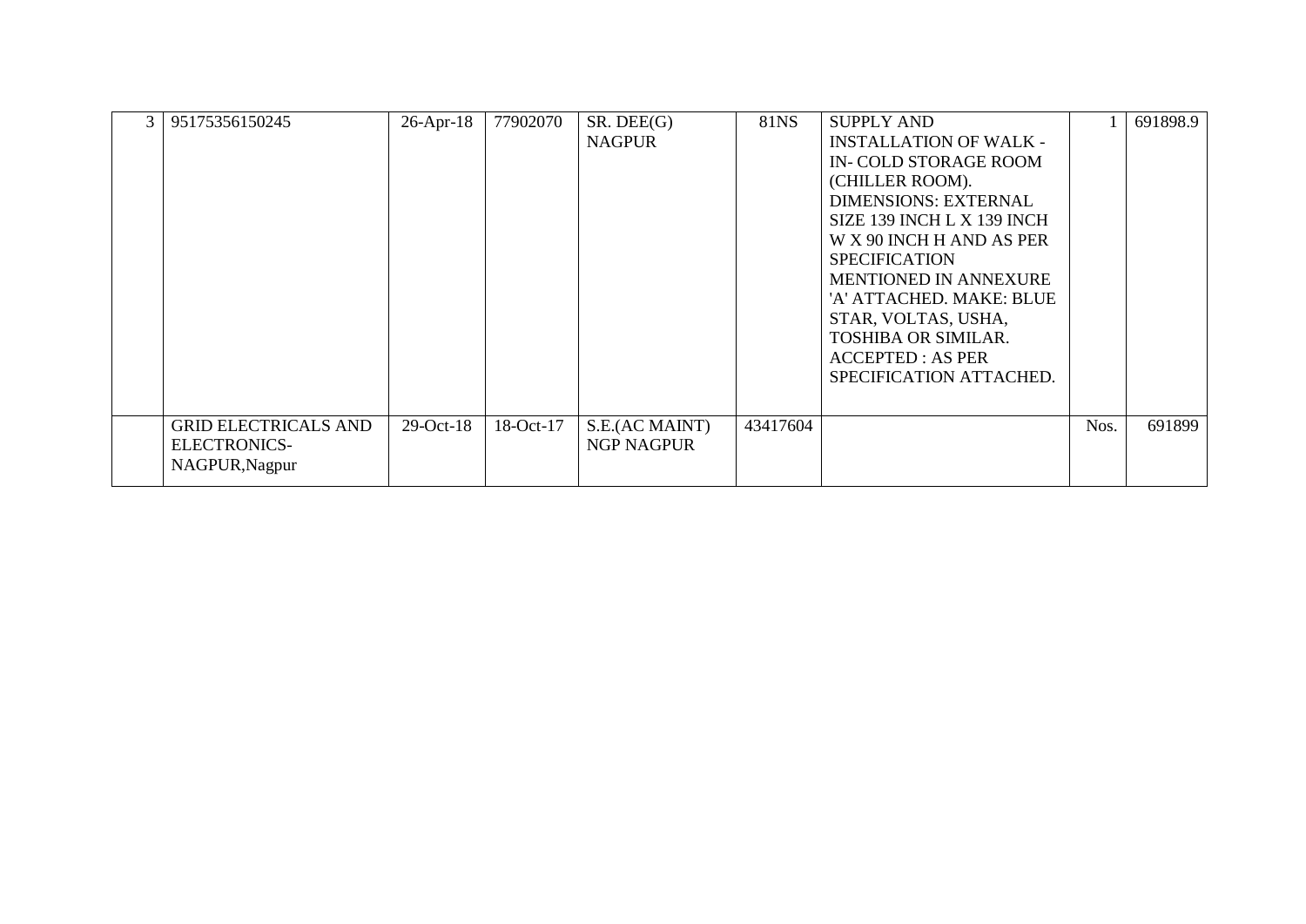| | | | | | | | | |
|---|---|---|---|---|---|---|---|---|
| 3 | 95175356150245 | 26-Apr-18 | 77902070 | SR. DEE(G) NAGPUR | 81NS | SUPPLY AND INSTALLATION OF WALK - IN- COLD STORAGE ROOM (CHILLER ROOM). DIMENSIONS: EXTERNAL SIZE 139 INCH L X 139 INCH W X 90 INCH H AND AS PER SPECIFICATION MENTIONED IN ANNEXURE 'A' ATTACHED. MAKE: BLUE STAR, VOLTAS, USHA, TOSHIBA OR SIMILAR. ACCEPTED : AS PER SPECIFICATION ATTACHED. | 1 | 691898.9 |
| | GRID ELECTRICALS AND ELECTRONICS- NAGPUR,Nagpur | 29-Oct-18 | 18-Oct-17 | S.E.(AC MAINT) NGP NAGPUR | 43417604 | | Nos. | 691899 |